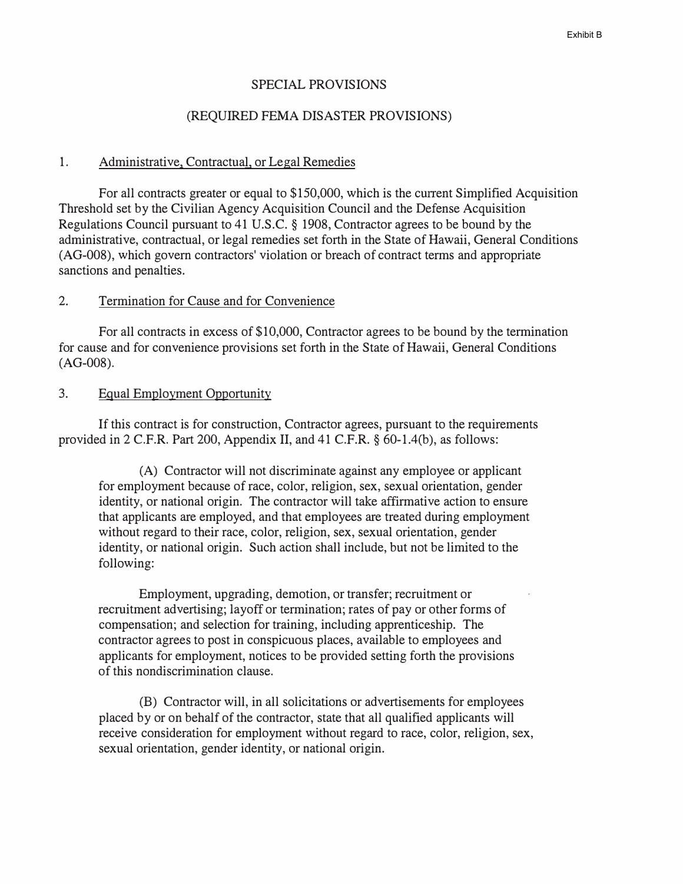Exhibit B

# SPECIAL PROVISIONS

## (REQUIRED FEMA DISASTER PROVISIONS)

1. Administrative, Contractual, or Legal Remedies

For all contracts greater or equal to $150,000, which is the current Simplified Acquisition Threshold set by the Civilian Agency Acquisition Council and the Defense Acquisition Regulations Council pursuant to 41 U.S.C. § 1908, Contractor agrees to be bound by the administrative, contractual, or legal remedies set forth in the State of Hawaii, General Conditions (AG-008), which govern contractors' violation or breach of contract terms and appropriate sanctions and penalties.

2. Termination for Cause and for Convenience

For all contracts in excess of $10,000, Contractor agrees to be bound by the termination for cause and for convenience provisions set forth in the State of Hawaii, General Conditions (AG-008).

3. Equal Employment Opportunity

If this contract is for construction, Contractor agrees, pursuant to the requirements provided in 2 C.F.R. Part 200, Appendix II, and 41 C.F.R. § 60-1.4(b), as follows:

(A) Contractor will not discriminate against any employee or applicant for employment because of race, color, religion, sex, sexual orientation, gender identity, or national origin. The contractor will take affirmative action to ensure that applicants are employed, and that employees are treated during employment without regard to their race, color, religion, sex, sexual orientation, gender identity, or national origin. Such action shall include, but not be limited to the following:

Employment, upgrading, demotion, or transfer; recruitment or recruitment advertising; layoff or termination; rates of pay or other forms of compensation; and selection for training, including apprenticeship. The contractor agrees to post in conspicuous places, available to employees and applicants for employment, notices to be provided setting forth the provisions of this nondiscrimination clause.

(B) Contractor will, in all solicitations or advertisements for employees placed by or on behalf of the contractor, state that all qualified applicants will receive consideration for employment without regard to race, color, religion, sex, sexual orientation, gender identity, or national origin.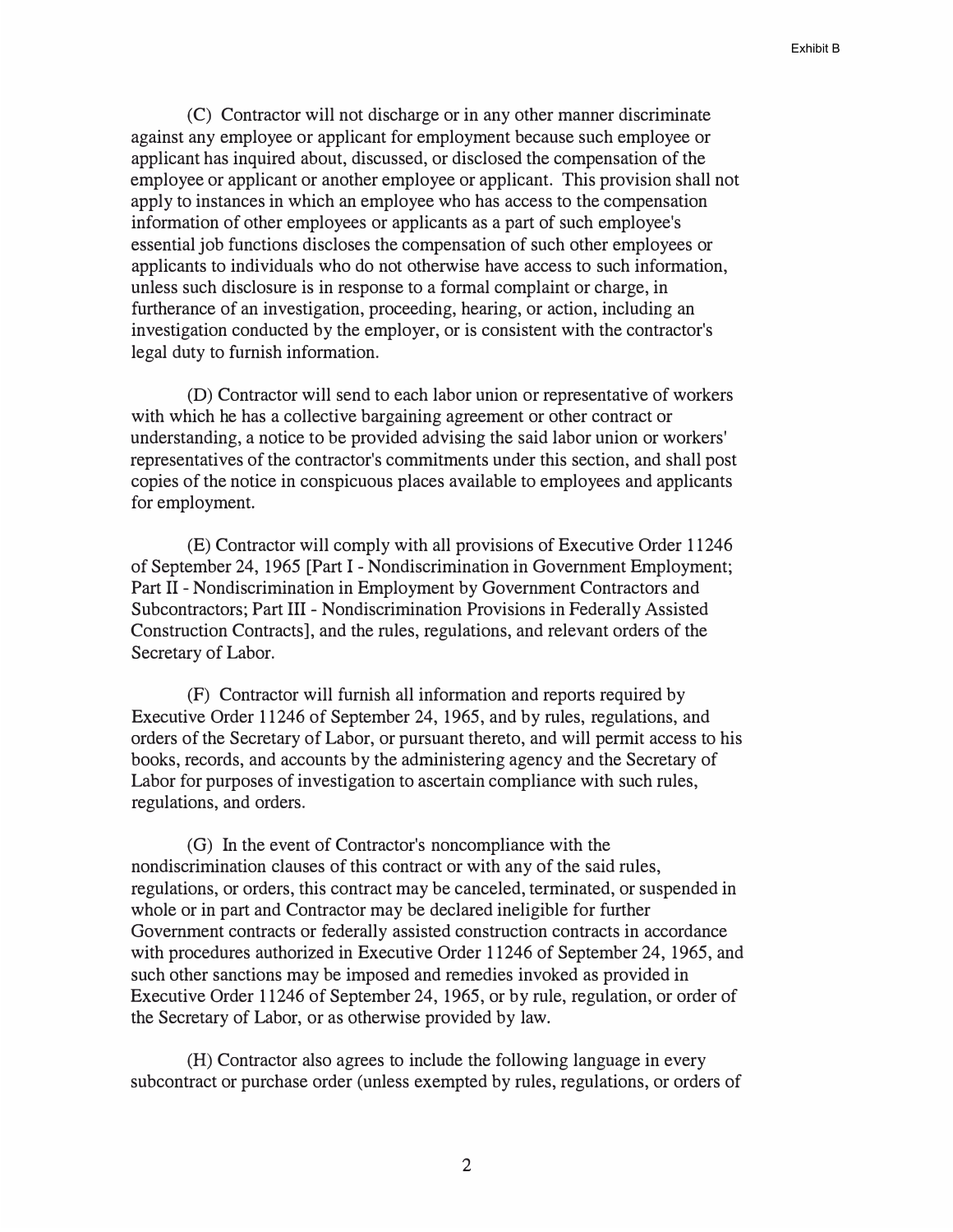(C) Contractor will not discharge or in any other manner discriminate against any employee or applicant for employment because such employee or applicant has inquired about, discussed, or disclosed the compensation of the employee or applicant or another employee or applicant. This provision shall not apply to instances in which an employee who has access to the compensation information of other employees or applicants as a part of such employee's essential job functions discloses the compensation of such other employees or applicants to individuals who do not otherwise have access to such information, unless such disclosure is in response to a formal complaint or charge, in furtherance of an investigation, proceeding, hearing, or action, including an investigation conducted by the employer, or is consistent with the contractor's legal duty to furnish information.

(D) Contractor will send to each labor union or representative of workers with which he has a collective bargaining agreement or other contract or understanding, a notice to be provided advising the said labor union or workers' representatives of the contractor's commitments under this section, and shall post copies of the notice in conspicuous places available to employees and applicants for employment.

(E) Contractor will comply with all provisions of Executive Order 11246 of September 24, 1965 [Part I - Nondiscrimination in Government Employment; Part II - Nondiscrimination in Employment by Government Contractors and Subcontractors; Part III - Nondiscrimination Provisions in Federally Assisted Construction Contracts], and the rules, regulations, and relevant orders of the Secretary of Labor.

(F) Contractor will furnish all information and reports required by Executive Order 11246 of September 24, 1965, and by rules, regulations, and orders of the Secretary of Labor, or pursuant thereto, and will permit access to his books, records, and accounts by the administering agency and the Secretary of Labor for purposes of investigation to ascertain compliance with such rules, regulations, and orders.

(G) In the event of Contractor's noncompliance with the nondiscrimination clauses of this contract or with any of the said rules, regulations, or orders, this contract may be canceled, terminated, or suspended in whole or in part and Contractor may be declared ineligible for further Government contracts or federally assisted construction contracts in accordance with procedures authorized in Executive Order 11246 of September 24, 1965, and such other sanctions may be imposed and remedies invoked as provided in Executive Order 11246 of September 24, 1965, or by rule, regulation, or order of the Secretary of Labor, or as otherwise provided by law.

(H) Contractor also agrees to include the following language in every subcontract or purchase order (unless exempted by rules, regulations, or orders of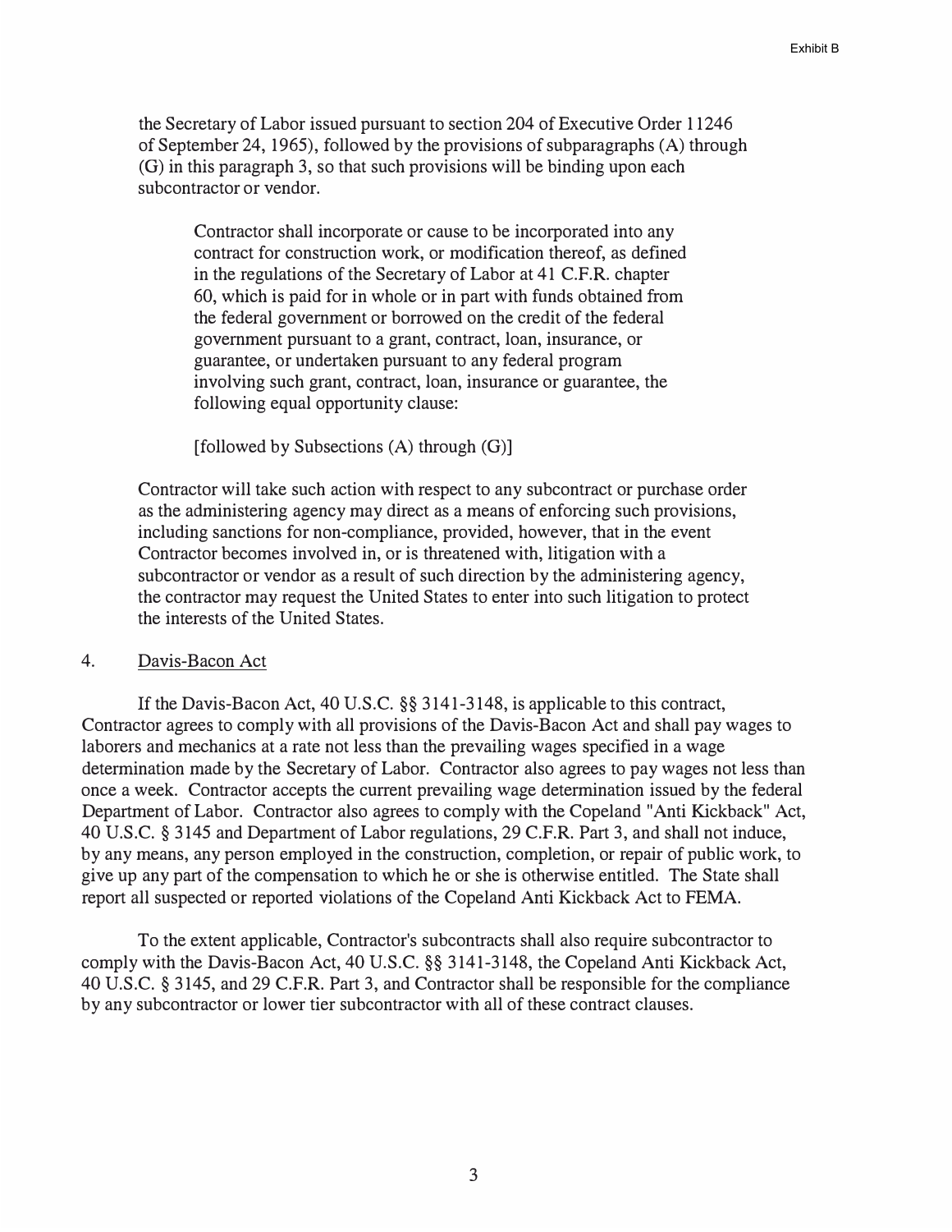the Secretary of Labor issued pursuant to section 204 of Executive Order 11246 of September 24, 1965), followed by the provisions of subparagraphs (A) through (G) in this paragraph 3, so that such provisions will be binding upon each subcontractor or vendor.

> Contractor shall incorporate or cause to be incorporated into any contract for construction work, or modification thereof, as defined in the regulations of the Secretary of Labor at 41 C.F.R. chapter 60, which is paid for in whole or in part with funds obtained from the federal government or borrowed on the credit of the federal government pursuant to a grant, contract, loan, insurance, or guarantee, or undertaken pursuant to any federal program involving such grant, contract, loan, insurance or guarantee, the following equal opportunity clause:
>
> [followed by Subsections (A) through (G)]

Contractor will take such action with respect to any subcontract or purchase order as the administering agency may direct as a means of enforcing such provisions, including sanctions for non-compliance, provided, however, that in the event Contractor becomes involved in, or is threatened with, litigation with a subcontractor or vendor as a result of such direction by the administering agency, the contractor may request the United States to enter into such litigation to protect the interests of the United States.

4. Davis-Bacon Act

If the Davis-Bacon Act, 40 U.S.C. §§ 3141-3148, is applicable to this contract, Contractor agrees to comply with all provisions of the Davis-Bacon Act and shall pay wages to laborers and mechanics at a rate not less than the prevailing wages specified in a wage determination made by the Secretary of Labor. Contractor also agrees to pay wages not less than once a week. Contractor accepts the current prevailing wage determination issued by the federal Department of Labor. Contractor also agrees to comply with the Copeland "Anti Kickback" Act, 40 U.S.C. § 3145 and Department of Labor regulations, 29 C.F.R. Part 3, and shall not induce, by any means, any person employed in the construction, completion, or repair of public work, to give up any part of the compensation to which he or she is otherwise entitled. The State shall report all suspected or reported violations of the Copeland Anti Kickback Act to FEMA.

To the extent applicable, Contractor's subcontracts shall also require subcontractor to comply with the Davis-Bacon Act, 40 U.S.C. §§ 3141-3148, the Copeland Anti Kickback Act, 40 U.S.C. § 3145, and 29 C.F.R. Part 3, and Contractor shall be responsible for the compliance by any subcontractor or lower tier subcontractor with all of these contract clauses.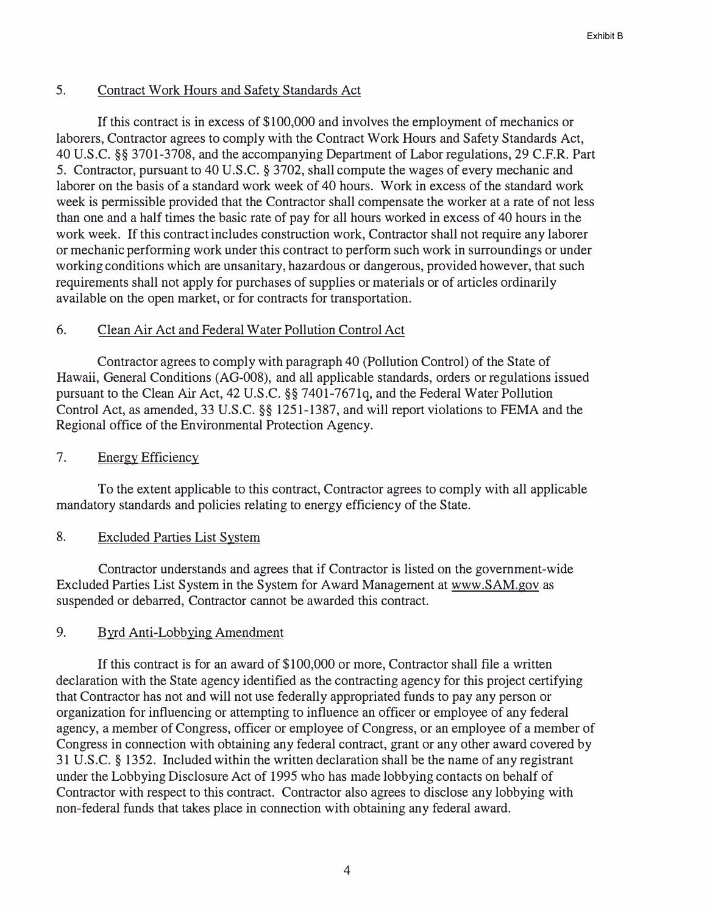## 5. Contract Work Hours and Safety Standards Act

If this contract is in excess of $100,000 and involves the employment of mechanics or laborers, Contractor agrees to comply with the Contract Work Hours and Safety Standards Act, 40 U.S.C. §§ 3701-3708, and the accompanying Department of Labor regulations, 29 C.F.R. Part 5. Contractor, pursuant to 40 U.S.C. § 3702, shall compute the wages of every mechanic and laborer on the basis of a standard work week of 40 hours. Work in excess of the standard work week is permissible provided that the Contractor shall compensate the worker at a rate of not less than one and a half times the basic rate of pay for all hours worked in excess of 40 hours in the work week. If this contract includes construction work, Contractor shall not require any laborer or mechanic performing work under this contract to perform such work in surroundings or under working conditions which are unsanitary, hazardous or dangerous, provided however, that such requirements shall not apply for purchases of supplies or materials or of articles ordinarily available on the open market, or for contracts for transportation.

## 6. Clean Air Act and Federal Water Pollution Control Act

Contractor agrees to comply with paragraph 40 (Pollution Control) of the State of Hawaii, General Conditions (AG-008), and all applicable standards, orders or regulations issued pursuant to the Clean Air Act, 42 U.S.C. §§ 7401-7671q, and the Federal Water Pollution Control Act, as amended, 33 U.S.C. §§ 1251-1387, and will report violations to FEMA and the Regional office of the Environmental Protection Agency.

## 7. Energy Efficiency

To the extent applicable to this contract, Contractor agrees to comply with all applicable mandatory standards and policies relating to energy efficiency of the State.

## 8. Excluded Parties List System

Contractor understands and agrees that if Contractor is listed on the government-wide Excluded Parties List System in the System for Award Management at www.SAM.gov as suspended or debarred, Contractor cannot be awarded this contract.

## 9. Byrd Anti-Lobbying Amendment

If this contract is for an award of $100,000 or more, Contractor shall file a written declaration with the State agency identified as the contracting agency for this project certifying that Contractor has not and will not use federally appropriated funds to pay any person or organization for influencing or attempting to influence an officer or employee of any federal agency, a member of Congress, officer or employee of Congress, or an employee of a member of Congress in connection with obtaining any federal contract, grant or any other award covered by 31 U.S.C. § 1352. Included within the written declaration shall be the name of any registrant under the Lobbying Disclosure Act of 1995 who has made lobbying contacts on behalf of Contractor with respect to this contract. Contractor also agrees to disclose any lobbying with non-federal funds that takes place in connection with obtaining any federal award.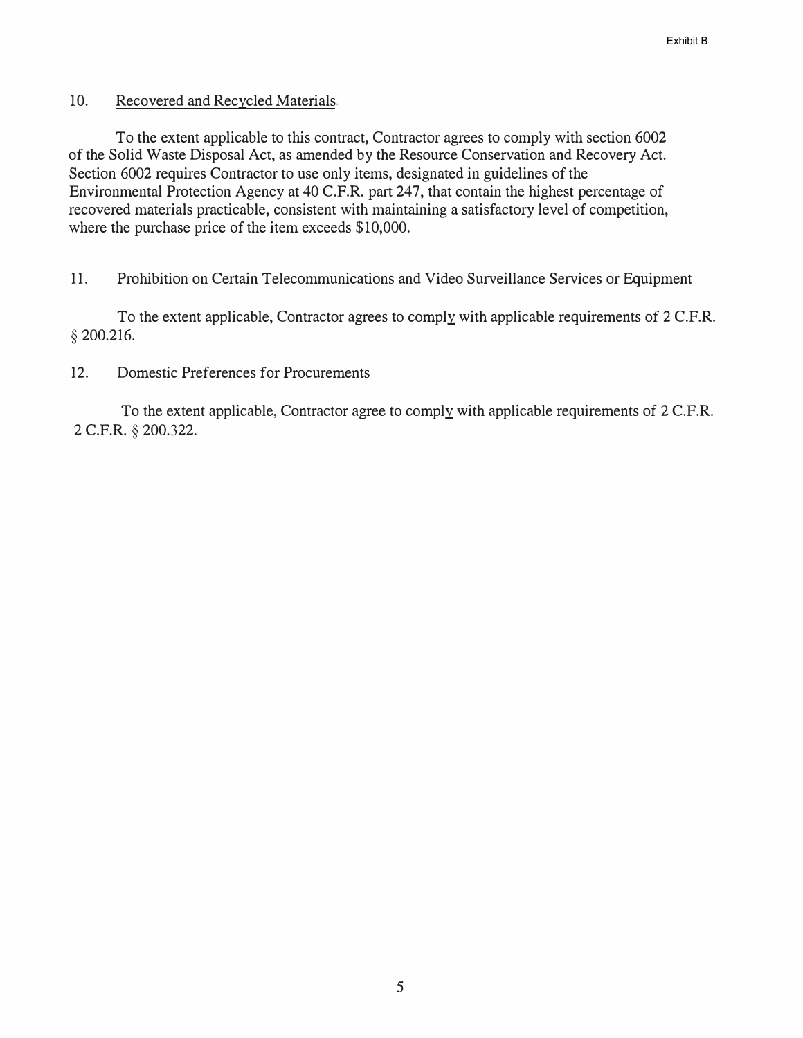10. Recovered and Recycled Materials.

To the extent applicable to this contract, Contractor agrees to comply with section 6002 of the Solid Waste Disposal Act, as amended by the Resource Conservation and Recovery Act. Section 6002 requires Contractor to use only items, designated in guidelines of the Environmental Protection Agency at 40 C.F.R. part 247, that contain the highest percentage of recovered materials practicable, consistent with maintaining a satisfactory level of competition, where the purchase price of the item exceeds $10,000.

11. Prohibition on Certain Telecommunications and Video Surveillance Services or Equipment

To the extent applicable, Contractor agrees to comply with applicable requirements of 2 C.F.R. § 200.216.

12. Domestic Preferences for Procurements

To the extent applicable, Contractor agree to comply with applicable requirements of 2 C.F.R. 2 C.F.R. § 200.322.